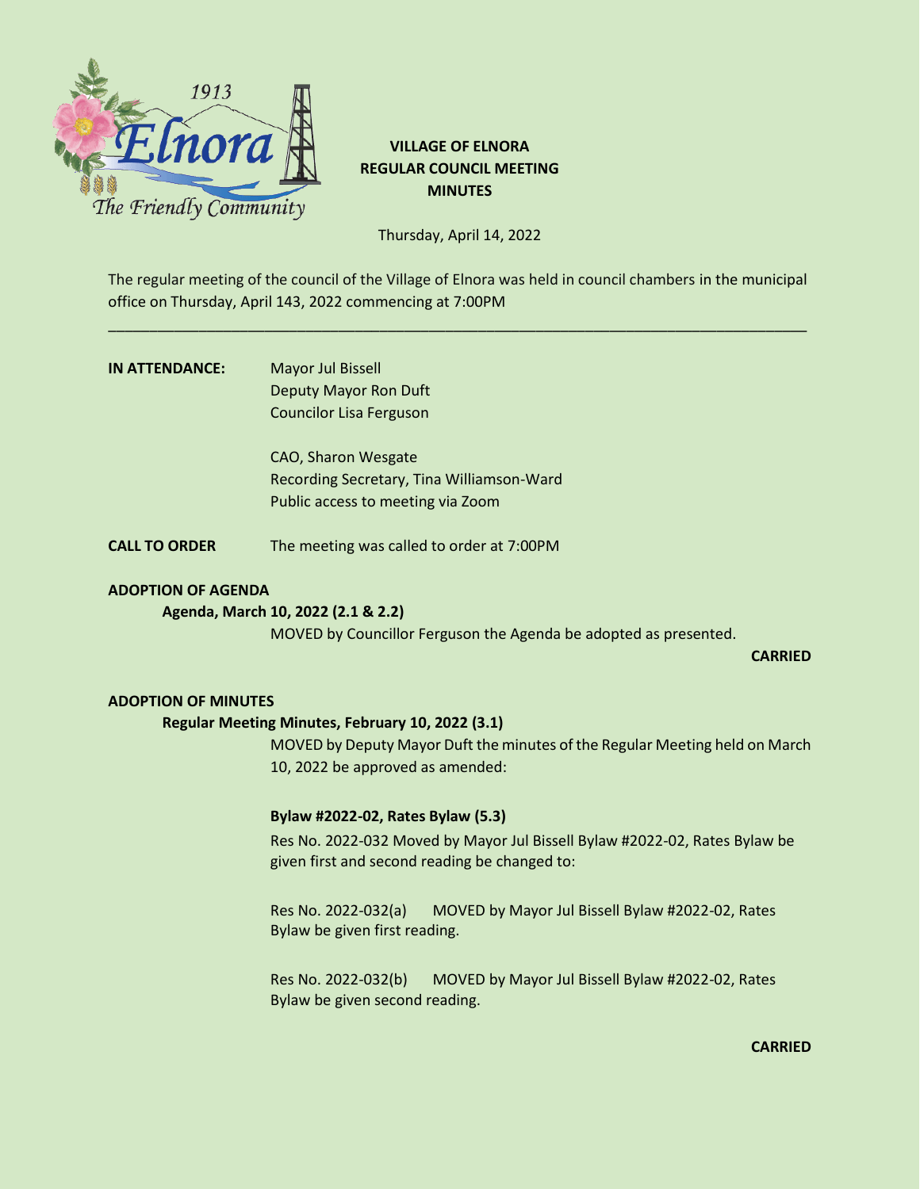# VILLAGE OF ELNORA
## REGULAR COUNCIL MEETING
## MINUTES

Thursday, April 14, 2022

The regular meeting of the council of the Village of Elnora was held in council chambers in the municipal office on Thursday, April 143, 2022 commencing at 7:00PM

---

**IN ATTENDANCE:**

Mayor Jul Bissell
Deputy Mayor Ron Duft
Councilor Lisa Ferguson

CAO, Sharon Wesgate
Recording Secretary, Tina Williamson-Ward
Public access to meeting via Zoom

**CALL TO ORDER** The meeting was called to order at 7:00PM

**ADOPTION OF AGENDA**

**Agenda, March 10, 2022 (2.1 & 2.2)**

MOVED by Councillor Ferguson the Agenda be adopted as presented.

**CARRIED**

**ADOPTION OF MINUTES**

**Regular Meeting Minutes, February 10, 2022 (3.1)**

MOVED by Deputy Mayor Duft the minutes of the Regular Meeting held on March 10, 2022 be approved as amended:

**Bylaw #2022-02, Rates Bylaw (5.3)**

Res No. 2022-032 Moved by Mayor Jul Bissell Bylaw #2022-02, Rates Bylaw be given first and second reading be changed to:

Res No. 2022-032(a) MOVED by Mayor Jul Bissell Bylaw #2022-02, Rates Bylaw be given first reading.

Res No. 2022-032(b) MOVED by Mayor Jul Bissell Bylaw #2022-02, Rates Bylaw be given second reading.

**CARRIED**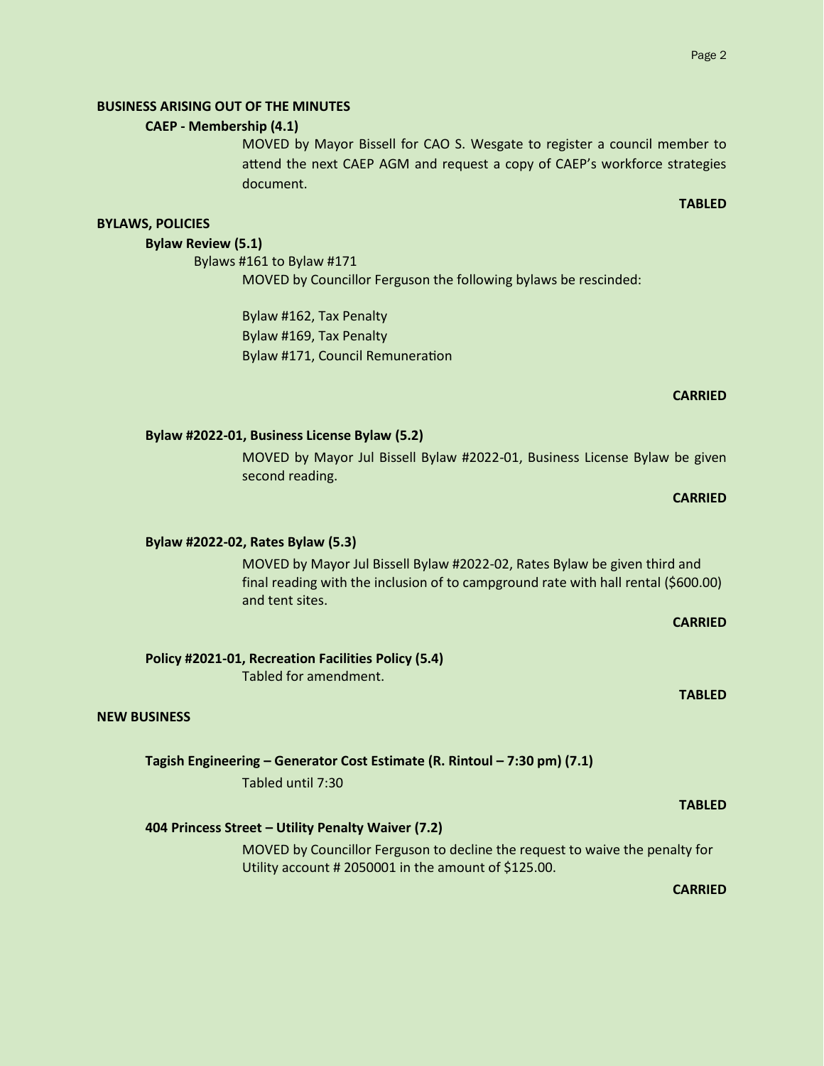## BUSINESS ARISING OUT OF THE MINUTES

### CAEP - Membership (4.1)

MOVED by Mayor Bissell for CAO S. Wesgate to register a council member to attend the next CAEP AGM and request a copy of CAEP's workforce strategies document.

**TABLED**

## BYLAWS, POLICIES

### Bylaw Review (5.1)

Bylaws #161 to Bylaw #171

MOVED by Councillor Ferguson the following bylaws be rescinded:

Bylaw #162, Tax Penalty
Bylaw #169, Tax Penalty
Bylaw #171, Council Remuneration

**CARRIED**

### Bylaw #2022-01, Business License Bylaw (5.2)

MOVED by Mayor Jul Bissell Bylaw #2022-01, Business License Bylaw be given second reading.

**CARRIED**

### Bylaw #2022-02, Rates Bylaw (5.3)

MOVED by Mayor Jul Bissell Bylaw #2022-02, Rates Bylaw be given third and final reading with the inclusion of to campground rate with hall rental ($600.00) and tent sites.

**CARRIED**

### Policy #2021-01, Recreation Facilities Policy (5.4)

Tabled for amendment.

**TABLED**

## NEW BUSINESS

### Tagish Engineering – Generator Cost Estimate (R. Rintoul – 7:30 pm) (7.1)

Tabled until 7:30

**TABLED**

### 404 Princess Street – Utility Penalty Waiver (7.2)

MOVED by Councillor Ferguson to decline the request to waive the penalty for Utility account # 2050001 in the amount of $125.00.

**CARRIED**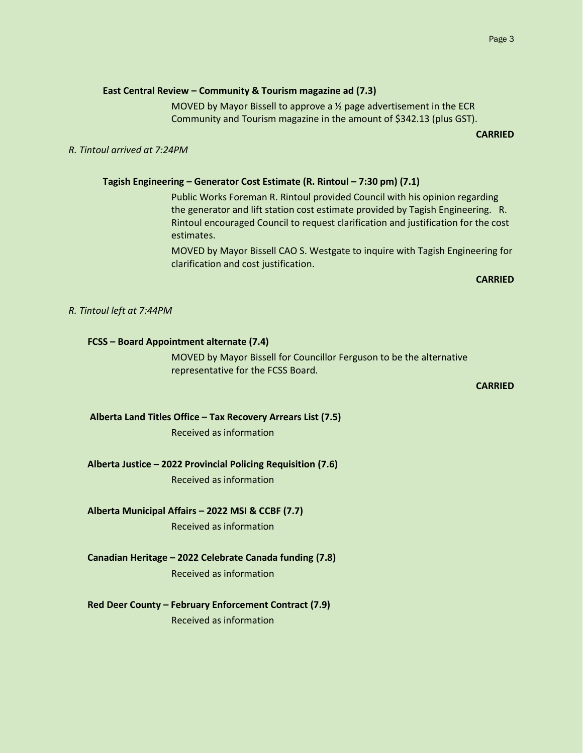**East Central Review – Community & Tourism magazine ad (7.3)**

MOVED by Mayor Bissell to approve a ½ page advertisement in the ECR Community and Tourism magazine in the amount of $342.13 (plus GST).

**CARRIED**

*R. Tintoul arrived at 7:24PM*

**Tagish Engineering – Generator Cost Estimate (R. Rintoul – 7:30 pm) (7.1)**

Public Works Foreman R. Rintoul provided Council with his opinion regarding the generator and lift station cost estimate provided by Tagish Engineering. R. Rintoul encouraged Council to request clarification and justification for the cost estimates.

MOVED by Mayor Bissell CAO S. Westgate to inquire with Tagish Engineering for clarification and cost justification.

**CARRIED**

*R. Tintoul left at 7:44PM*

**FCSS – Board Appointment alternate (7.4)**

MOVED by Mayor Bissell for Councillor Ferguson to be the alternative representative for the FCSS Board.

**CARRIED**

**Alberta Land Titles Office – Tax Recovery Arrears List (7.5)**

Received as information

**Alberta Justice – 2022 Provincial Policing Requisition (7.6)**

Received as information

**Alberta Municipal Affairs – 2022 MSI & CCBF (7.7)**

Received as information

**Canadian Heritage – 2022 Celebrate Canada funding (7.8)**

Received as information

**Red Deer County – February Enforcement Contract (7.9)**

Received as information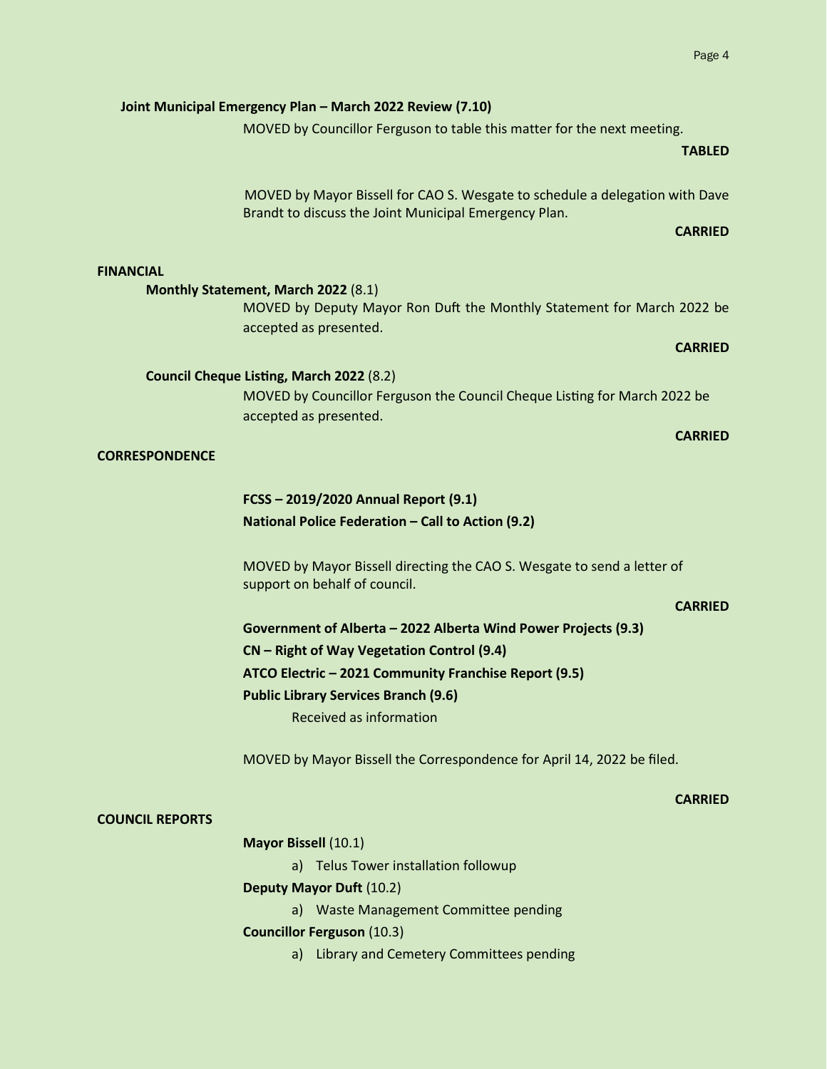**Joint Municipal Emergency Plan – March 2022 Review (7.10)**

MOVED by Councillor Ferguson to table this matter for the next meeting.

**TABLED**

MOVED by Mayor Bissell for CAO S. Wesgate to schedule a delegation with Dave Brandt to discuss the Joint Municipal Emergency Plan.

**CARRIED**

## FINANCIAL

**Monthly Statement, March 2022** (8.1)

MOVED by Deputy Mayor Ron Duft the Monthly Statement for March 2022 be accepted as presented.

**CARRIED**

**Council Cheque Listing, March 2022** (8.2)

MOVED by Councillor Ferguson the Council Cheque Listing for March 2022 be accepted as presented.

**CARRIED**

## CORRESPONDENCE

**FCSS – 2019/2020 Annual Report (9.1)**

**National Police Federation – Call to Action (9.2)**

MOVED by Mayor Bissell directing the CAO S. Wesgate to send a letter of support on behalf of council.

**CARRIED**

**Government of Alberta – 2022 Alberta Wind Power Projects (9.3)**

**CN – Right of Way Vegetation Control (9.4)**

**ATCO Electric – 2021 Community Franchise Report (9.5)**

**Public Library Services Branch (9.6)**

Received as information

MOVED by Mayor Bissell the Correspondence for April 14, 2022 be filed.

**CARRIED**

## COUNCIL REPORTS

**Mayor Bissell** (10.1)

a) Telus Tower installation followup

**Deputy Mayor Duft** (10.2)

a) Waste Management Committee pending

**Councillor Ferguson** (10.3)

a) Library and Cemetery Committees pending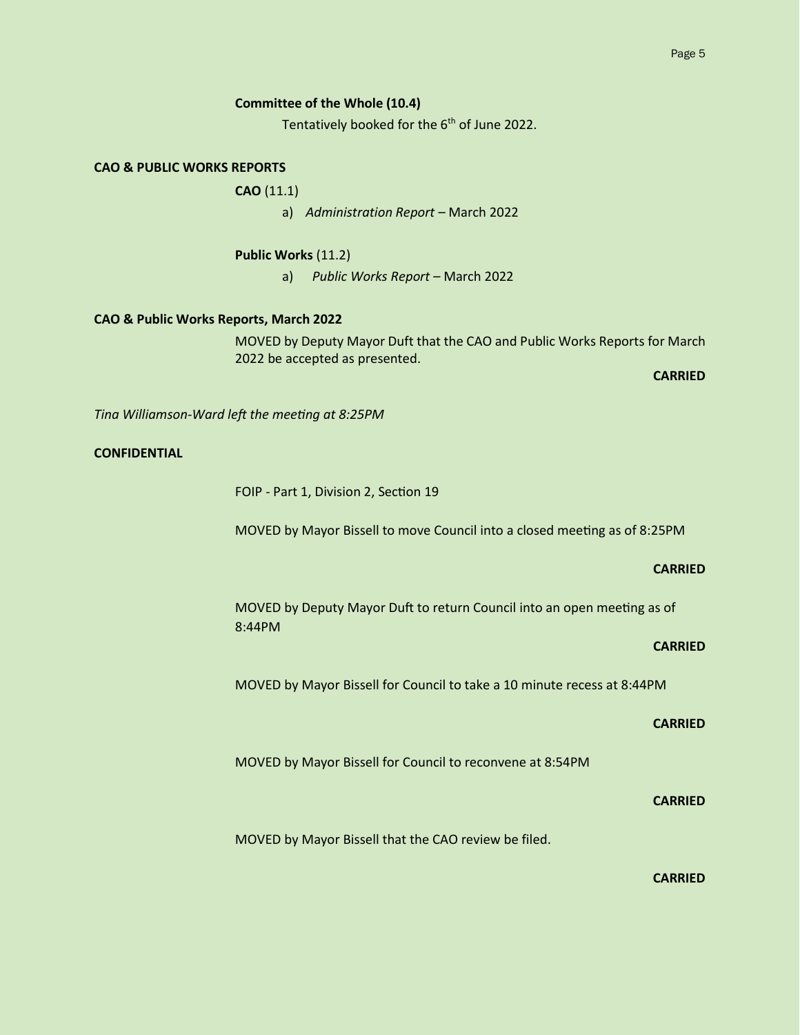**Committee of the Whole (10.4)**

Tentatively booked for the 6th of June 2022.

**CAO & PUBLIC WORKS REPORTS**

**CAO** (11.1)

a) *Administration Report* – March 2022

**Public Works** (11.2)

a) *Public Works Report* – March 2022

**CAO & Public Works Reports, March 2022**

MOVED by Deputy Mayor Duft that the CAO and Public Works Reports for March 2022 be accepted as presented.

**CARRIED**

*Tina Williamson-Ward left the meeting at 8:25PM*

**CONFIDENTIAL**

FOIP - Part 1, Division 2, Section 19

MOVED by Mayor Bissell to move Council into a closed meeting as of 8:25PM

**CARRIED**

MOVED by Deputy Mayor Duft to return Council into an open meeting as of 8:44PM

**CARRIED**

MOVED by Mayor Bissell for Council to take a 10 minute recess at 8:44PM

**CARRIED**

MOVED by Mayor Bissell for Council to reconvene at 8:54PM

**CARRIED**

MOVED by Mayor Bissell that the CAO review be filed.

**CARRIED**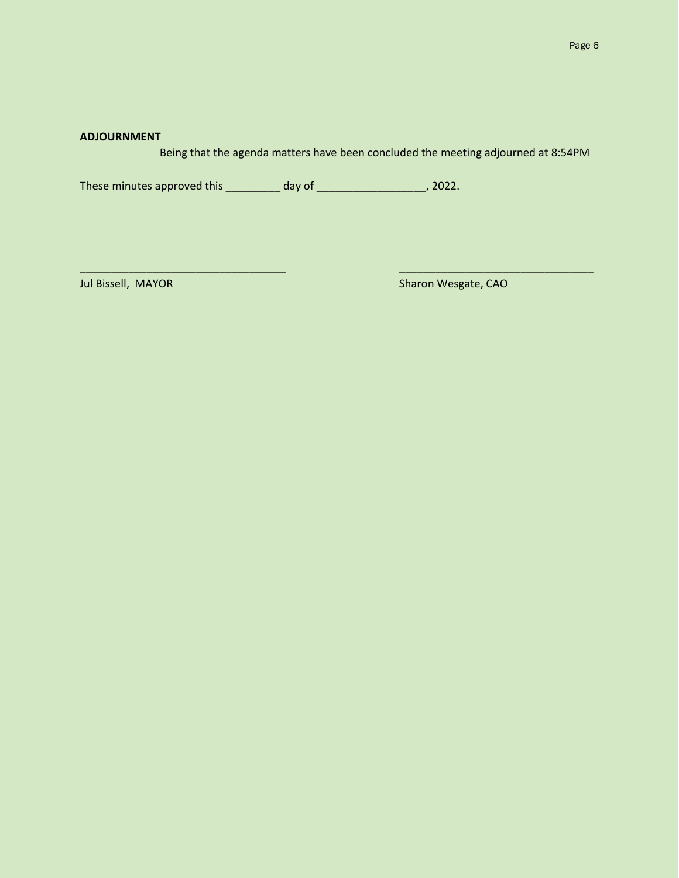**ADJOURNMENT**

Being that the agenda matters have been concluded the meeting adjourned at 8:54PM

These minutes approved this _________ day of __________________, 2022.

__________________________________ Jul Bissell, MAYOR

________________________________ Sharon Wesgate, CAO